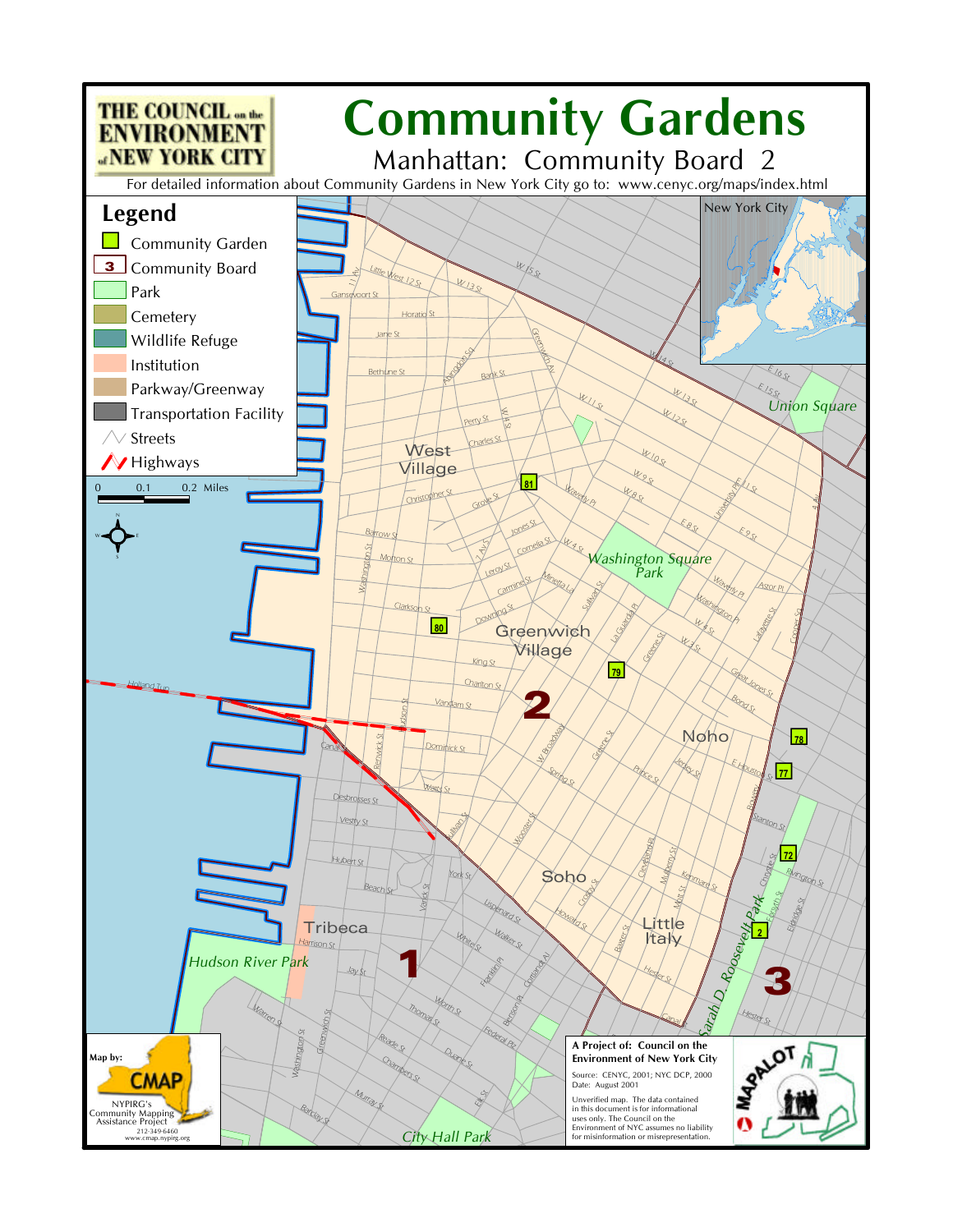# Community Gardens

## Manhattan: Community Board 2

THE COUNCIL on the ENVIRONMENT of NEW YORK CITY

For detailed information about Community Gardens in New York City go to: www.cenyc.org/maps/index.html

## Legend

- Community Garden
- Community Board
- Park
- Cemetery
- Wildlife Refuge
- Institution
- Parkway/Greenway
- Transportation Facility
- Streets
- Highways

0 0.1 0.2 Miles

Map by: CMAP
NYPIRG's Community Mapping Assistance Project
212-349-6460
www.cmap.nypirg.org

**A Project of: Council on the Environment of New York City**

Source: CENYC, 2001; NYC DCP, 2000
Date: August 2001

Unverified map. The data contained in this document is for informational uses only. The Council on the Environment of NYC assumes no liability for misinformation or misrepresentation.

MAPALOT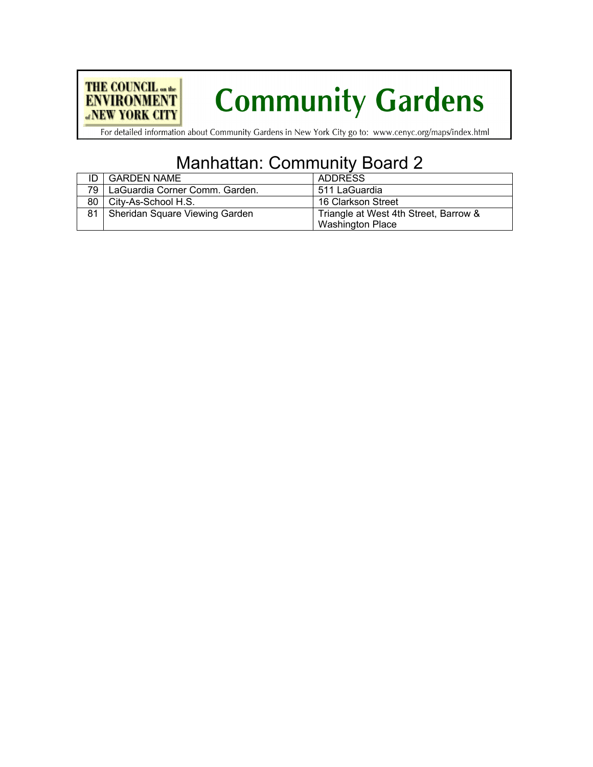THE COUNCIL on the ENVIRONMENT of NEW YORK CITY

# Community Gardens

For detailed information about Community Gardens in New York City go to: www.cenyc.org/maps/index.html

## Manhattan: Community Board 2

| ID | GARDEN NAME | ADDRESS |
|---|---|---|
| 79 | LaGuardia Corner Comm. Garden. | 511 LaGuardia |
| 80 | City-As-School H.S. | 16 Clarkson Street |
| 81 | Sheridan Square Viewing Garden | Triangle at West 4th Street, Barrow & Washington Place |